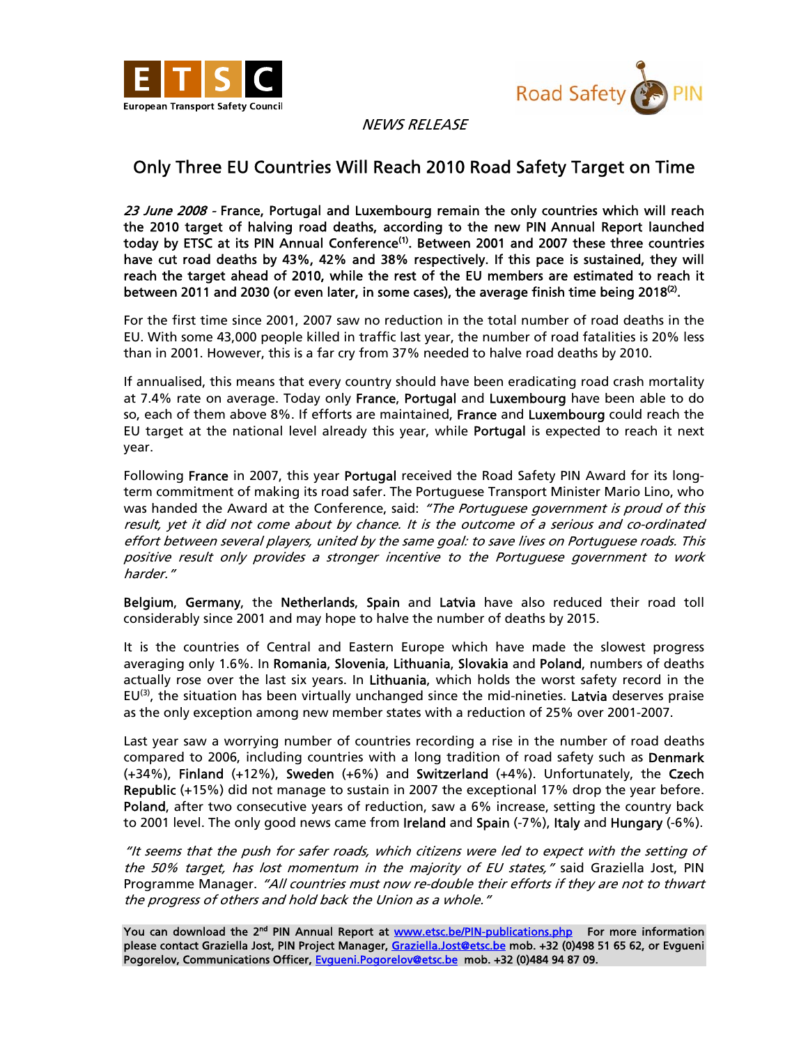ETSC European Transport Safety Council

Road Safety PIN

*NEWS RELEASE*

# Only Three EU Countries Will Reach 2010 Road Safety Target on Time

***23 June 2008*** **- France, Portugal and Luxembourg remain the only countries which will reach the 2010 target of halving road deaths, according to the new PIN Annual Report launched today by ETSC at its PIN Annual Conference[1]. Between 2001 and 2007 these three countries have cut road deaths by 43%, 42% and 38% respectively. If this pace is sustained, they will reach the target ahead of 2010, while the rest of the EU members are estimated to reach it between 2011 and 2030 (or even later, in some cases), the average finish time being 2018[2].**

For the first time since 2001, 2007 saw no reduction in the total number of road deaths in the EU. With some 43,000 people killed in traffic last year, the number of road fatalities is 20% less than in 2001. However, this is a far cry from 37% needed to halve road deaths by 2010.

If annualised, this means that every country should have been eradicating road crash mortality at 7.4% rate on average. Today only **France**, **Portugal** and **Luxembourg** have been able to do so, each of them above 8%. If efforts are maintained, **France** and **Luxembourg** could reach the EU target at the national level already this year, while **Portugal** is expected to reach it next year.

Following **France** in 2007, this year **Portugal** received the Road Safety PIN Award for its long-term commitment of making its road safer. The Portuguese Transport Minister Mario Lino, who was handed the Award at the Conference, said: *"The Portuguese government is proud of this result, yet it did not come about by chance. It is the outcome of a serious and co-ordinated effort between several players, united by the same goal: to save lives on Portuguese roads. This positive result only provides a stronger incentive to the Portuguese government to work harder."*

**Belgium**, **Germany**, the **Netherlands**, **Spain** and **Latvia** have also reduced their road toll considerably since 2001 and may hope to halve the number of deaths by 2015.

It is the countries of Central and Eastern Europe which have made the slowest progress averaging only 1.6%. In **Romania**, **Slovenia**, **Lithuania**, **Slovakia** and **Poland**, numbers of deaths actually rose over the last six years. In **Lithuania**, which holds the worst safety record in the EU[3], the situation has been virtually unchanged since the mid-nineties. **Latvia** deserves praise as the only exception among new member states with a reduction of 25% over 2001-2007.

Last year saw a worrying number of countries recording a rise in the number of road deaths compared to 2006, including countries with a long tradition of road safety such as **Denmark** (+34%), **Finland** (+12%), **Sweden** (+6%) and **Switzerland** (+4%). Unfortunately, the **Czech Republic** (+15%) did not manage to sustain in 2007 the exceptional 17% drop the year before. **Poland**, after two consecutive years of reduction, saw a 6% increase, setting the country back to 2001 level. The only good news came from **Ireland** and **Spain** (-7%), **Italy** and **Hungary** (-6%).

*"It seems that the push for safer roads, which citizens were led to expect with the setting of the 50% target, has lost momentum in the majority of EU states,"* said Graziella Jost, PIN Programme Manager. *"All countries must now re-double their efforts if they are not to thwart the progress of others and hold back the Union as a whole."*

**You can download the 2nd PIN Annual Report at [www.etsc.be/PIN-publications.php](www.etsc.be/PIN-publications.php) For more information please contact Graziella Jost, PIN Project Manager, [Graziella.Jost@etsc.be](mailto:Graziella.Jost@etsc.be) mob. +32 (0)498 51 65 62, or Evgueni Pogorelov, Communications Officer, [Evgueni.Pogorelov@etsc.be](mailto:Evgueni.Pogorelov@etsc.be) mob. +32 (0)484 94 87 09.**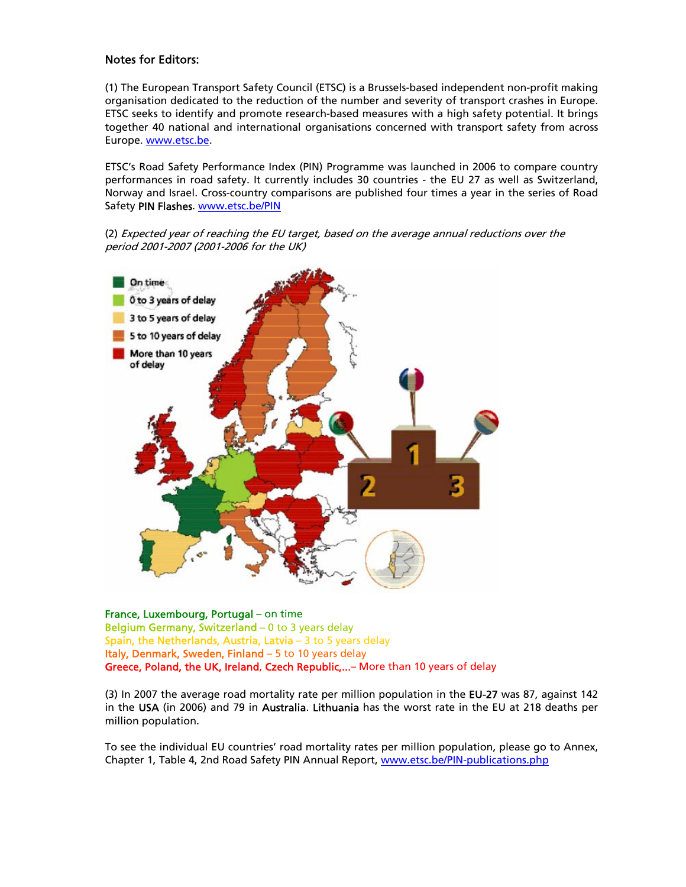## Notes for Editors:

(1) The European Transport Safety Council (ETSC) is a Brussels-based independent non-profit making organisation dedicated to the reduction of the number and severity of transport crashes in Europe. ETSC seeks to identify and promote research-based measures with a high safety potential. It brings together 40 national and international organisations concerned with transport safety from across Europe. [www.etsc.be](http://www.etsc.be).

ETSC's Road Safety Performance Index (PIN) Programme was launched in 2006 to compare country performances in road safety. It currently includes 30 countries - the EU 27 as well as Switzerland, Norway and Israel. Cross-country comparisons are published four times a year in the series of Road Safety **PIN Flashes**. [www.etsc.be/PIN](http://www.etsc.be/PIN)

(2) *Expected year of reaching the EU target, based on the average annual reductions over the period 2001-2007 (2001-2006 for the UK)*

On time
0 to 3 years of delay
3 to 5 years of delay
5 to 10 years of delay
More than 10 years of delay

1
2
3

**France, Luxembourg, Portugal** – on time
**Belgium Germany, Switzerland** – 0 to 3 years delay
**Spain, the Netherlands, Austria, Latvia** – 3 to 5 years delay
**Italy, Denmark, Sweden, Finland** – 5 to 10 years delay
**Greece, Poland, the UK, Ireland, Czech Republic,...** – More than 10 years of delay

(3) In 2007 the average road mortality rate per million population in the **EU-27** was 87, against 142 in the **USA** (in 2006) and 79 in **Australia**. **Lithuania** has the worst rate in the EU at 218 deaths per million population.

To see the individual EU countries' road mortality rates per million population, please go to Annex, Chapter 1, Table 4, 2nd Road Safety PIN Annual Report, [www.etsc.be/PIN-publications.php](http://www.etsc.be/PIN-publications.php)